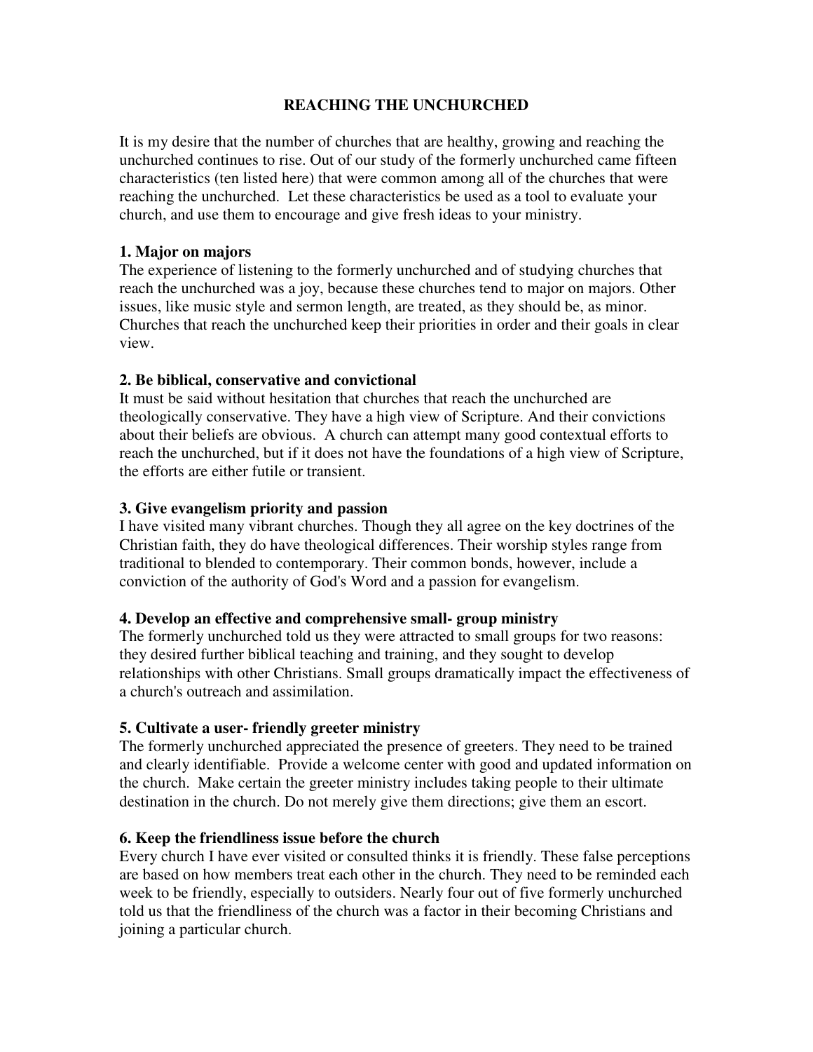# REACHING THE UNCHURCHED

It is my desire that the number of churches that are healthy, growing and reaching the unchurched continues to rise. Out of our study of the formerly unchurched came fifteen characteristics (ten listed here) that were common among all of the churches that were reaching the unchurched. Let these characteristics be used as a tool to evaluate your church, and use them to encourage and give fresh ideas to your ministry.

**1. Major on majors**

The experience of listening to the formerly unchurched and of studying churches that reach the unchurched was a joy, because these churches tend to major on majors. Other issues, like music style and sermon length, are treated, as they should be, as minor. Churches that reach the unchurched keep their priorities in order and their goals in clear view.

**2. Be biblical, conservative and convictional**

It must be said without hesitation that churches that reach the unchurched are theologically conservative. They have a high view of Scripture. And their convictions about their beliefs are obvious. A church can attempt many good contextual efforts to reach the unchurched, but if it does not have the foundations of a high view of Scripture, the efforts are either futile or transient.

**3. Give evangelism priority and passion**

I have visited many vibrant churches. Though they all agree on the key doctrines of the Christian faith, they do have theological differences. Their worship styles range from traditional to blended to contemporary. Their common bonds, however, include a conviction of the authority of God's Word and a passion for evangelism.

**4. Develop an effective and comprehensive small- group ministry**

The formerly unchurched told us they were attracted to small groups for two reasons: they desired further biblical teaching and training, and they sought to develop relationships with other Christians. Small groups dramatically impact the effectiveness of a church's outreach and assimilation.

**5. Cultivate a user- friendly greeter ministry**

The formerly unchurched appreciated the presence of greeters. They need to be trained and clearly identifiable. Provide a welcome center with good and updated information on the church. Make certain the greeter ministry includes taking people to their ultimate destination in the church. Do not merely give them directions; give them an escort.

**6. Keep the friendliness issue before the church**

Every church I have ever visited or consulted thinks it is friendly. These false perceptions are based on how members treat each other in the church. They need to be reminded each week to be friendly, especially to outsiders. Nearly four out of five formerly unchurched told us that the friendliness of the church was a factor in their becoming Christians and joining a particular church.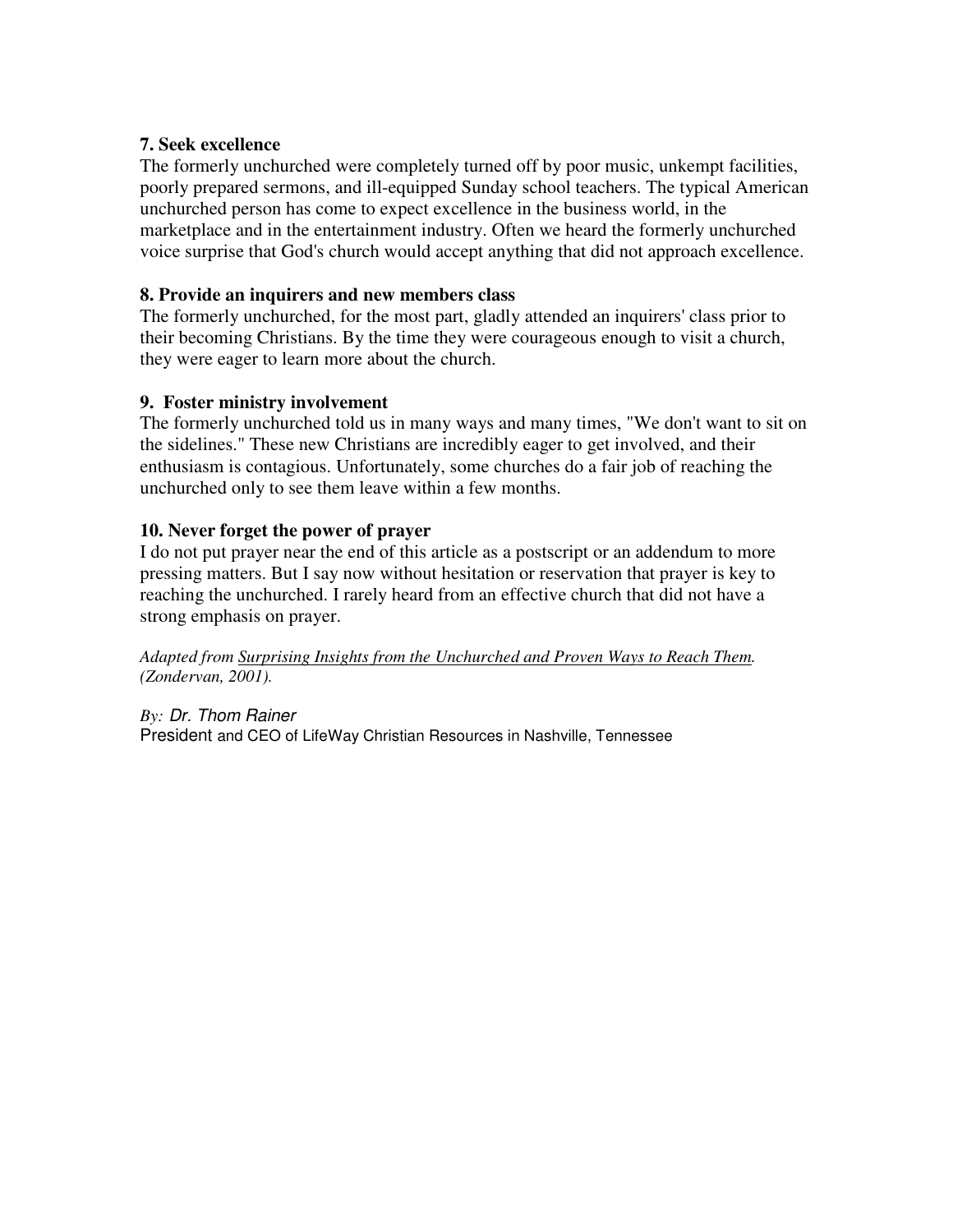**7. Seek excellence**

The formerly unchurched were completely turned off by poor music, unkempt facilities, poorly prepared sermons, and ill-equipped Sunday school teachers. The typical American unchurched person has come to expect excellence in the business world, in the marketplace and in the entertainment industry. Often we heard the formerly unchurched voice surprise that God's church would accept anything that did not approach excellence.

**8. Provide an inquirers and new members class**

The formerly unchurched, for the most part, gladly attended an inquirers' class prior to their becoming Christians. By the time they were courageous enough to visit a church, they were eager to learn more about the church.

**9. Foster ministry involvement**

The formerly unchurched told us in many ways and many times, "We don't want to sit on the sidelines." These new Christians are incredibly eager to get involved, and their enthusiasm is contagious. Unfortunately, some churches do a fair job of reaching the unchurched only to see them leave within a few months.

**10. Never forget the power of prayer**

I do not put prayer near the end of this article as a postscript or an addendum to more pressing matters. But I say now without hesitation or reservation that prayer is key to reaching the unchurched. I rarely heard from an effective church that did not have a strong emphasis on prayer.

*Adapted from Surprising Insights from the Unchurched and Proven Ways to Reach Them. (Zondervan, 2001).*

*By: Dr. Thom Rainer*
President and CEO of LifeWay Christian Resources in Nashville, Tennessee